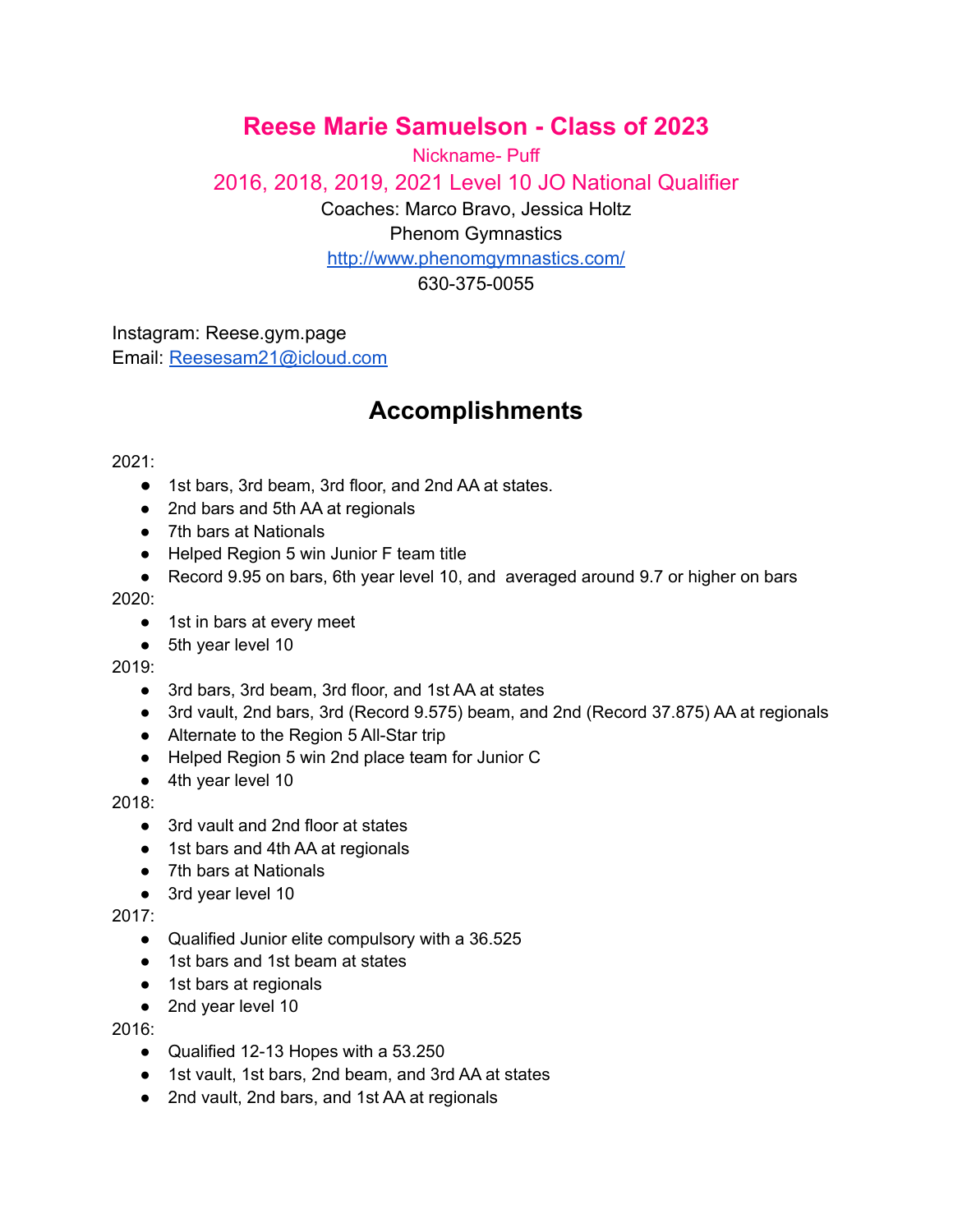# Reese Marie Samuelson - Class of 2023

Nickname- Puff

## 2016, 2018, 2019, 2021 Level 10 JO National Qualifier

Coaches: Marco Bravo, Jessica Holtz

Phenom Gymnastics

[http://www.phenomgymnastics.com/](http://www.phenomgymnastics.com/)

630-375-0055

Instagram: Reese.gym.page

Email: [Reesesam21@icloud.com](mailto:Reesesam21@icloud.com)

## Accomplishments

2021:

- 1st bars, 3rd beam, 3rd floor, and 2nd AA at states.
- 2nd bars and 5th AA at regionals
- 7th bars at Nationals
- Helped Region 5 win Junior F team title
- Record 9.95 on bars, 6th year level 10, and averaged around 9.7 or higher on bars

2020:

- 1st in bars at every meet
- 5th year level 10

2019:

- 3rd bars, 3rd beam, 3rd floor, and 1st AA at states
- 3rd vault, 2nd bars, 3rd (Record 9.575) beam, and 2nd (Record 37.875) AA at regionals
- Alternate to the Region 5 All-Star trip
- Helped Region 5 win 2nd place team for Junior C
- 4th year level 10

2018:

- 3rd vault and 2nd floor at states
- 1st bars and 4th AA at regionals
- 7th bars at Nationals
- 3rd year level 10

2017:

- Qualified Junior elite compulsory with a 36.525
- 1st bars and 1st beam at states
- 1st bars at regionals
- 2nd year level 10

2016:

- Qualified 12-13 Hopes with a 53.250
- 1st vault, 1st bars, 2nd beam, and 3rd AA at states
- 2nd vault, 2nd bars, and 1st AA at regionals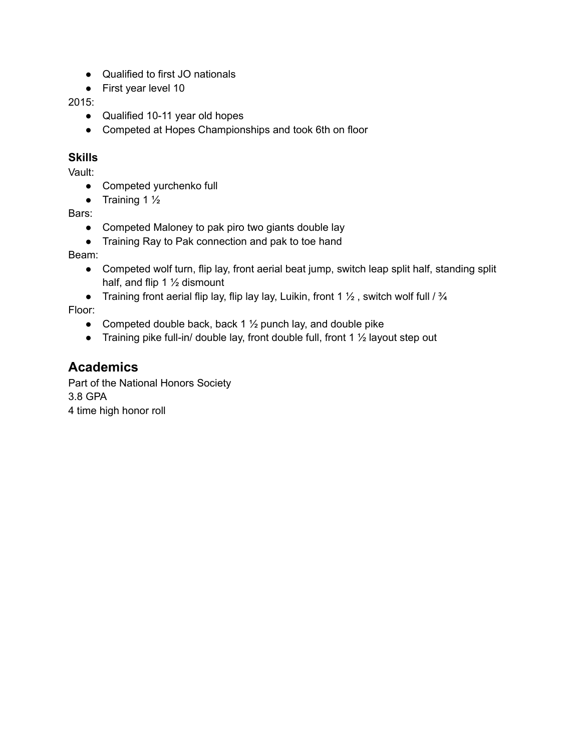- Qualified to first JO nationals
- First year level 10

2015:

- Qualified 10-11 year old hopes
- Competed at Hopes Championships and took 6th on floor

**Skills**

Vault:

- Competed yurchenko full
- Training 1 ½

Bars:

- Competed Maloney to pak piro two giants double lay
- Training Ray to Pak connection and pak to toe hand

Beam:

- Competed wolf turn, flip lay, front aerial beat jump, switch leap split half, standing split half, and flip 1 ½ dismount
- Training front aerial flip lay, flip lay lay, Luikin, front 1 ½ , switch wolf full / ¾

Floor:

- Competed double back, back 1 ½ punch lay, and double pike
- Training pike full-in/ double lay, front double full, front 1 ½ layout step out

## Academics

Part of the National Honors Society
3.8 GPA
4 time high honor roll